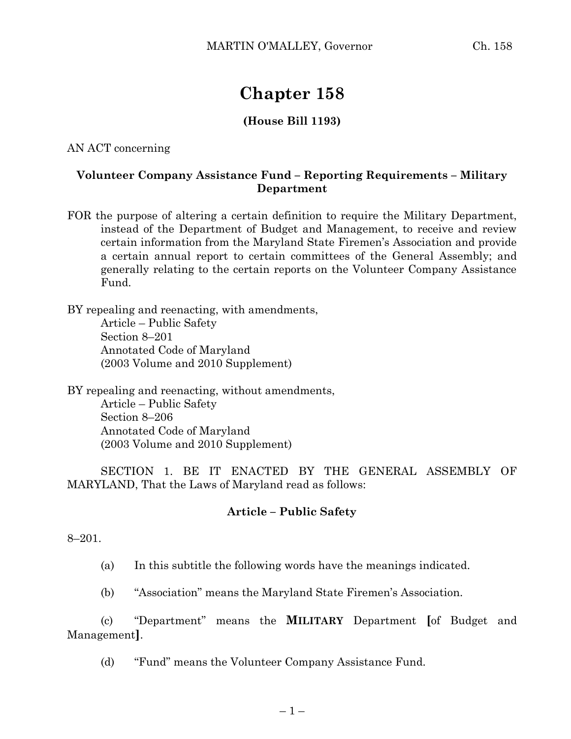# Chapter 158

**(House Bill 1193)**

AN ACT concerning

**Volunteer Company Assistance Fund – Reporting Requirements – Military Department**

FOR the purpose of altering a certain definition to require the Military Department, instead of the Department of Budget and Management, to receive and review certain information from the Maryland State Firemen's Association and provide a certain annual report to certain committees of the General Assembly; and generally relating to the certain reports on the Volunteer Company Assistance Fund.

BY repealing and reenacting, with amendments,
Article – Public Safety
Section 8–201
Annotated Code of Maryland
(2003 Volume and 2010 Supplement)

BY repealing and reenacting, without amendments,
Article – Public Safety
Section 8–206
Annotated Code of Maryland
(2003 Volume and 2010 Supplement)

SECTION 1. BE IT ENACTED BY THE GENERAL ASSEMBLY OF MARYLAND, That the Laws of Maryland read as follows:

**Article – Public Safety**

8–201.

(a) In this subtitle the following words have the meanings indicated.

(b) "Association" means the Maryland State Firemen's Association.

(c) "Department" means the **MILITARY** Department **[**of Budget and Management**]**.

(d) "Fund" means the Volunteer Company Assistance Fund.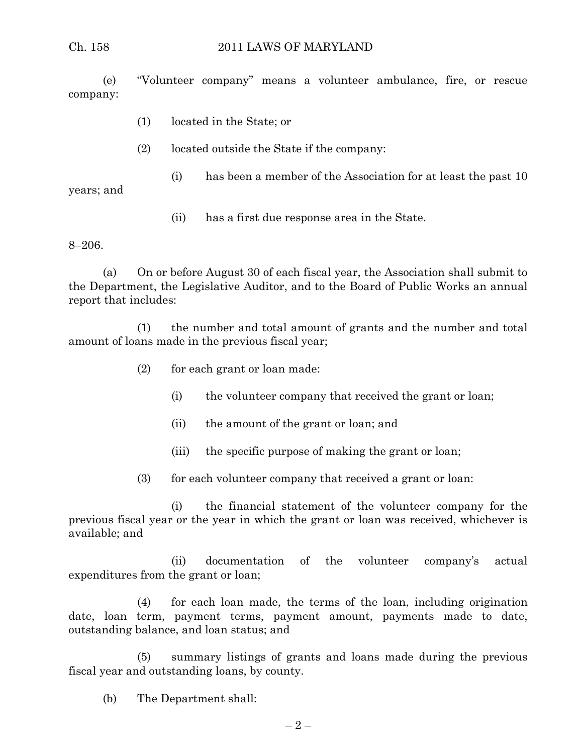(e) "Volunteer company" means a volunteer ambulance, fire, or rescue company:

(1) located in the State; or

(2) located outside the State if the company:

(i) has been a member of the Association for at least the past 10 years; and

(ii) has a first due response area in the State.

8–206.

(a) On or before August 30 of each fiscal year, the Association shall submit to the Department, the Legislative Auditor, and to the Board of Public Works an annual report that includes:

(1) the number and total amount of grants and the number and total amount of loans made in the previous fiscal year;

(2) for each grant or loan made:

(i) the volunteer company that received the grant or loan;

(ii) the amount of the grant or loan; and

(iii) the specific purpose of making the grant or loan;

(3) for each volunteer company that received a grant or loan:

(i) the financial statement of the volunteer company for the previous fiscal year or the year in which the grant or loan was received, whichever is available; and

(ii) documentation of the volunteer company's actual expenditures from the grant or loan;

(4) for each loan made, the terms of the loan, including origination date, loan term, payment terms, payment amount, payments made to date, outstanding balance, and loan status; and

(5) summary listings of grants and loans made during the previous fiscal year and outstanding loans, by county.

(b) The Department shall: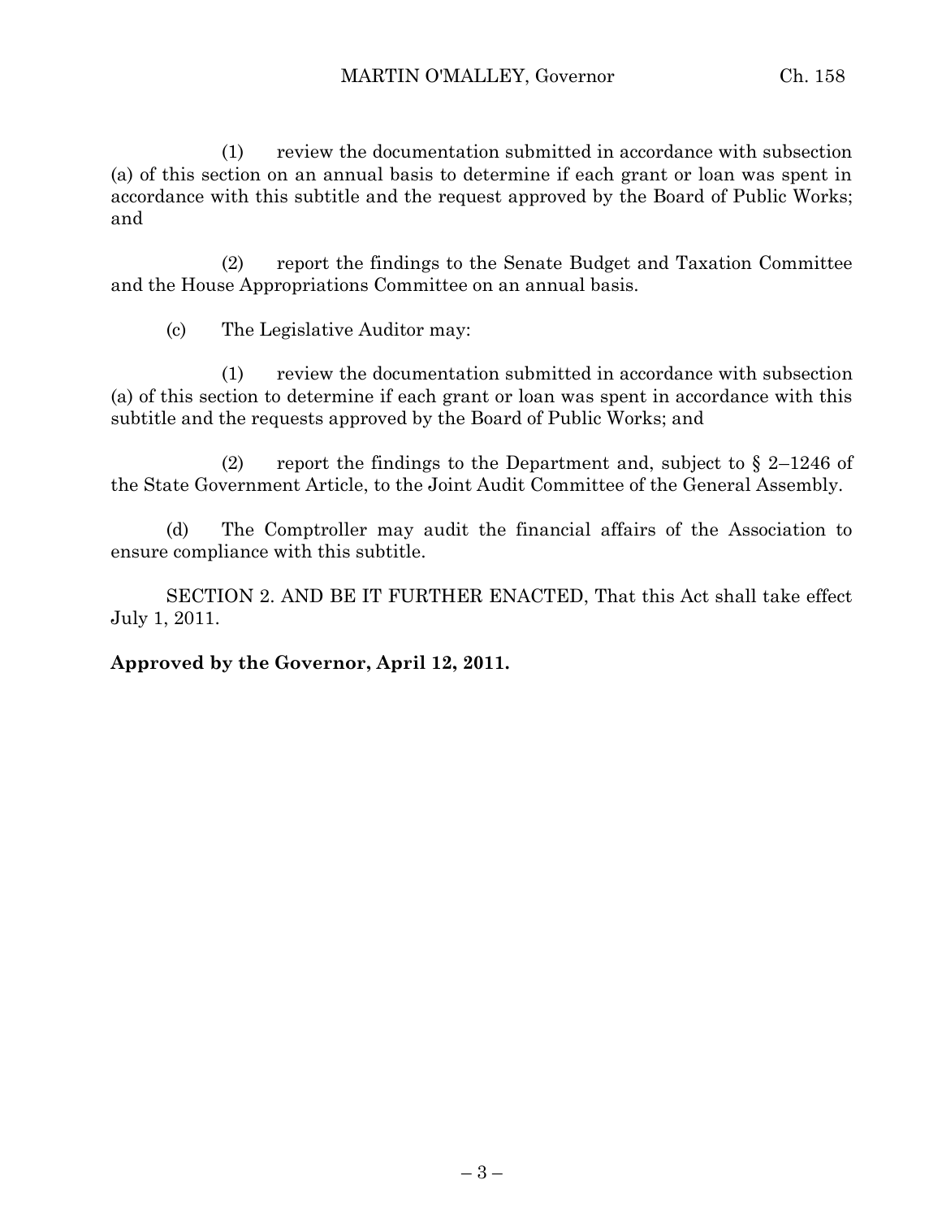(1) review the documentation submitted in accordance with subsection (a) of this section on an annual basis to determine if each grant or loan was spent in accordance with this subtitle and the request approved by the Board of Public Works; and

(2) report the findings to the Senate Budget and Taxation Committee and the House Appropriations Committee on an annual basis.

(c) The Legislative Auditor may:

(1) review the documentation submitted in accordance with subsection (a) of this section to determine if each grant or loan was spent in accordance with this subtitle and the requests approved by the Board of Public Works; and

(2) report the findings to the Department and, subject to § 2–1246 of the State Government Article, to the Joint Audit Committee of the General Assembly.

(d) The Comptroller may audit the financial affairs of the Association to ensure compliance with this subtitle.

SECTION 2. AND BE IT FURTHER ENACTED, That this Act shall take effect July 1, 2011.

**Approved by the Governor, April 12, 2011.**